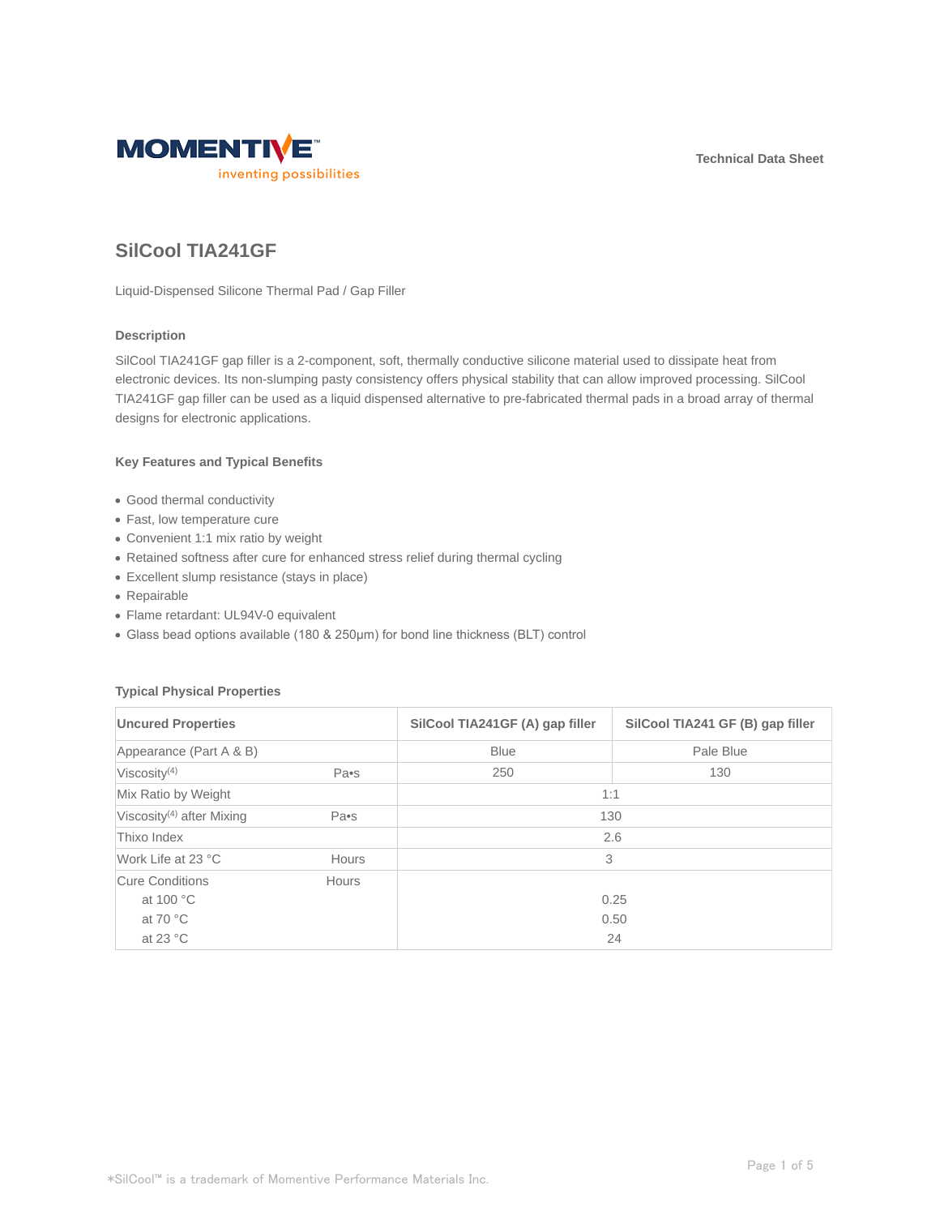Technical Data Sheet

# SilCool TIA241GF

Liquid-Dispensed Silicone Thermal Pad / Gap Filler

### Description

SilCool TIA241GF gap filler is a 2-component, soft, thermally conductive silicone material used to dissipate heat from electronic devices. Its non-slumping pasty consistency offers physical stability that can allow improved processing. SilCool TIA241GF gap filler can be used as a liquid dispensed alternative to pre-fabricated thermal pads in a broad array of thermal designs for electronic applications.

### Key Features and Typical Benefits

- Good thermal conductivity
- Fast, low temperature cure
- Convenient 1:1 mix ratio by weight
- Retained softness after cure for enhanced stress relief during thermal cycling
- Excellent slump resistance (stays in place)
- Repairable
- Flame retardant: UL94V-0 equivalent
- Glass bead options available (180 & 250μm) for bond line thickness (BLT) control

### Typical Physical Properties

| Uncured Properties | | SilCool TIA241GF (A) gap filler | SilCool TIA241 GF (B) gap filler |
|---|---|---|---|
| Appearance (Part A & B) | | Blue | Pale Blue |
| Viscosity[4] | Pa•s | 250 | 130 |
| Mix Ratio by Weight | | 1:1 | |
| Viscosity[4] after Mixing | Pa•s | 130 | |
| Thixo Index | | 2.6 | |
| Work Life at 23 °C | Hours | 3 | |
| Cure Conditions | Hours | | |
| at 100 °C | | 0.25 | |
| at 70 °C | | 0.50 | |
| at 23 °C | | 24 | |

*SilCool™ is a trademark of Momentive Performance Materials Inc.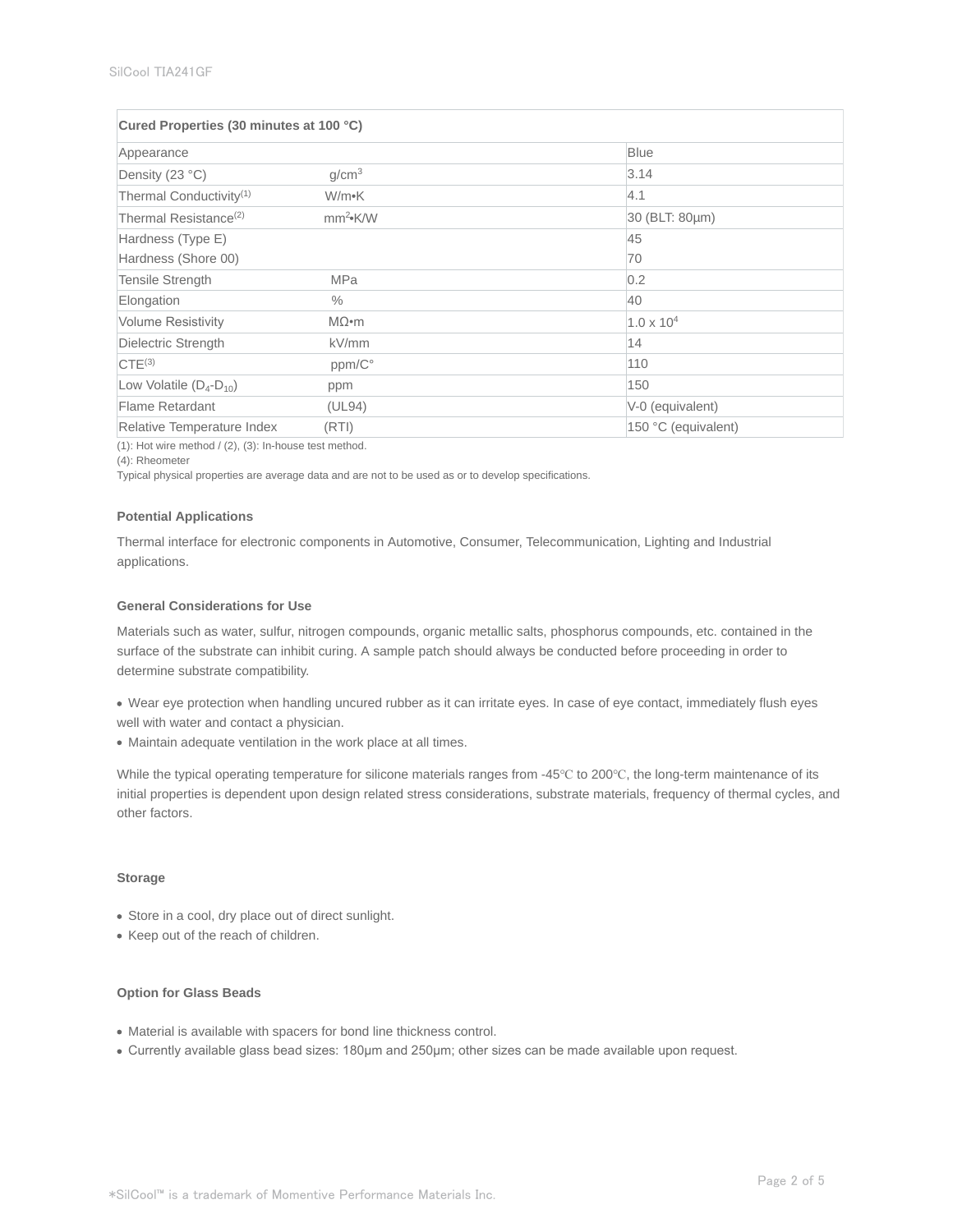| Cured Properties (30 minutes at 100 °C) | | |
|---|---|---|
| Appearance | | Blue |
| Density (23 °C) | $g/cm^3$ | 3.14 |
| Thermal Conductivity(1) | W/m•K | 4.1 |
| Thermal Resistance(2) | $mm^2$•K/W | 30 (BLT: 80µm) |
| Hardness (Type E)<br>Hardness (Shore 00) | | 45<br>70 |
| Tensile Strength | MPa | 0.2 |
| Elongation | % | 40 |
| Volume Resistivity | MΩ•m | $1.0 \times 10^4$ |
| Dielectric Strength | kV/mm | 14 |
| CTE(3) | ppm/C° | 110 |
| Low Volatile ($D_4$-$D_{10}$) | ppm | 150 |
| Flame Retardant | (UL94) | V-0 (equivalent) |
| Relative Temperature Index | (RTI) | 150 °C (equivalent) |

(1): Hot wire method / (2), (3): In-house test method.
(4): Rheometer
Typical physical properties are average data and are not to be used as or to develop specifications.

### Potential Applications

Thermal interface for electronic components in Automotive, Consumer, Telecommunication, Lighting and Industrial applications.

### General Considerations for Use

Materials such as water, sulfur, nitrogen compounds, organic metallic salts, phosphorus compounds, etc. contained in the surface of the substrate can inhibit curing. A sample patch should always be conducted before proceeding in order to determine substrate compatibility.

- Wear eye protection when handling uncured rubber as it can irritate eyes. In case of eye contact, immediately flush eyes well with water and contact a physician.
- Maintain adequate ventilation in the work place at all times.

While the typical operating temperature for silicone materials ranges from -45℃ to 200℃, the long-term maintenance of its initial properties is dependent upon design related stress considerations, substrate materials, frequency of thermal cycles, and other factors.

### Storage

- Store in a cool, dry place out of direct sunlight.
- Keep out of the reach of children.

### Option for Glass Beads

- Material is available with spacers for bond line thickness control.
- Currently available glass bead sizes: 180µm and 250µm; other sizes can be made available upon request.

*SilCool™ is a trademark of Momentive Performance Materials Inc.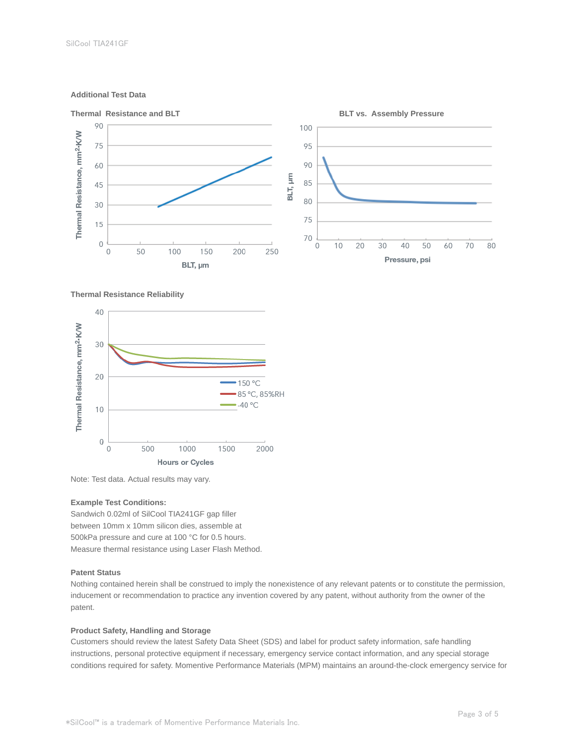## Additional Test Data

**Thermal Resistance and BLT**

**BLT vs. Assembly Pressure**

**Thermal Resistance Reliability**

Note: Test data. Actual results may vary.

**Example Test Conditions:**
Sandwich 0.02ml of SilCool TIA241GF gap filler between 10mm x 10mm silicon dies, assemble at 500kPa pressure and cure at 100 °C for 0.5 hours. Measure thermal resistance using Laser Flash Method.

**Patent Status**
Nothing contained herein shall be construed to imply the nonexistence of any relevant patents or to constitute the permission, inducement or recommendation to practice any invention covered by any patent, without authority from the owner of the patent.

**Product Safety, Handling and Storage**
Customers should review the latest Safety Data Sheet (SDS) and label for product safety information, safe handling instructions, personal protective equipment if necessary, emergency service contact information, and any special storage conditions required for safety. Momentive Performance Materials (MPM) maintains an around-the-clock emergency service for

*SilCool™ is a trademark of Momentive Performance Materials Inc.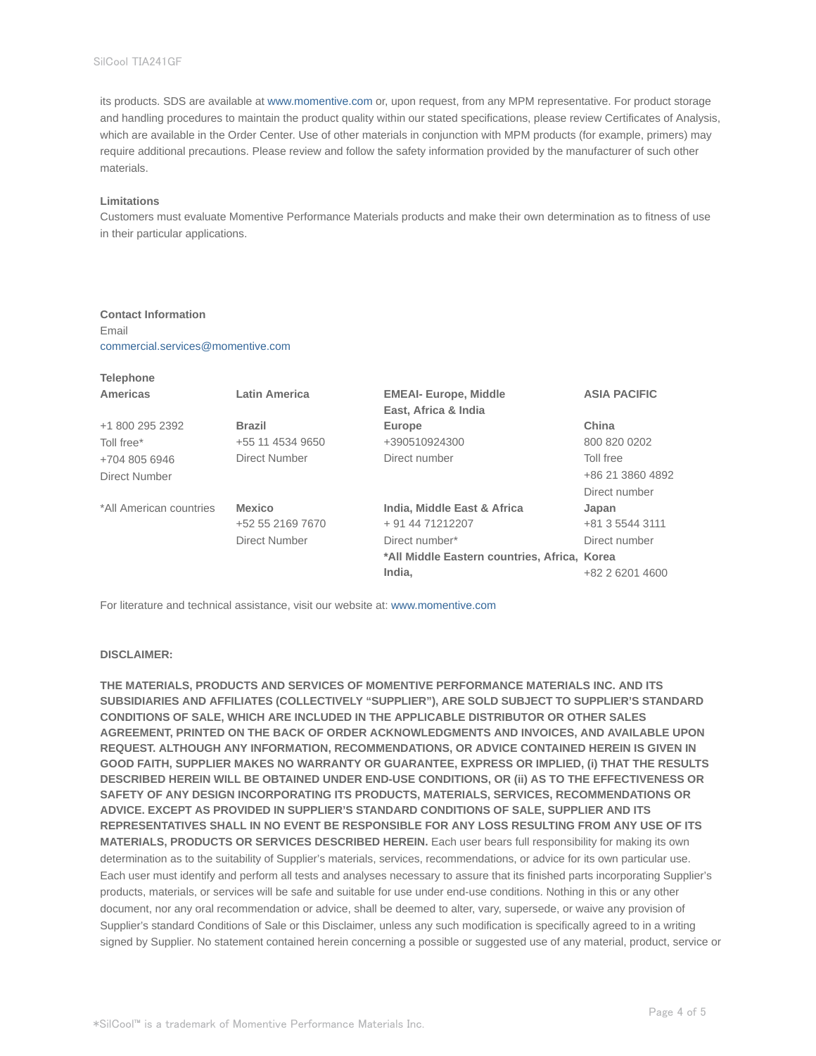its products. SDS are available at www.momentive.com or, upon request, from any MPM representative. For product storage and handling procedures to maintain the product quality within our stated specifications, please review Certificates of Analysis, which are available in the Order Center. Use of other materials in conjunction with MPM products (for example, primers) may require additional precautions. Please review and follow the safety information provided by the manufacturer of such other materials.

**Limitations**

Customers must evaluate Momentive Performance Materials products and make their own determination as to fitness of use in their particular applications.

**Contact Information**

Email

commercial.services@momentive.com

**Telephone**

| **Americas** | **Latin America** | **EMEAI- Europe, Middle East, Africa & India** | **ASIA PACIFIC** |
|---|---|---|---|
| +1 800 295 2392<br>Toll free*<br>+704 805 6946<br>Direct Number | **Brazil**<br>+55 11 4534 9650<br>Direct Number | **Europe**<br>+390510924300<br>Direct number | **China**<br>800 820 0202<br>Toll free<br>+86 21 3860 4892<br>Direct number |
| *All American countries | **Mexico**<br>+52 55 2169 7670<br>Direct Number | **India, Middle East & Africa**<br>+ 91 44 71212207<br>Direct number*<br>***All Middle Eastern countries, Africa, India,** | **Japan**<br>+81 3 5544 3111<br>Direct number<br>**Korea**<br>+82 2 6201 4600 |

For literature and technical assistance, visit our website at: www.momentive.com

**DISCLAIMER:**

**THE MATERIALS, PRODUCTS AND SERVICES OF MOMENTIVE PERFORMANCE MATERIALS INC. AND ITS SUBSIDIARIES AND AFFILIATES (COLLECTIVELY "SUPPLIER"), ARE SOLD SUBJECT TO SUPPLIER'S STANDARD CONDITIONS OF SALE, WHICH ARE INCLUDED IN THE APPLICABLE DISTRIBUTOR OR OTHER SALES AGREEMENT, PRINTED ON THE BACK OF ORDER ACKNOWLEDGMENTS AND INVOICES, AND AVAILABLE UPON REQUEST. ALTHOUGH ANY INFORMATION, RECOMMENDATIONS, OR ADVICE CONTAINED HEREIN IS GIVEN IN GOOD FAITH, SUPPLIER MAKES NO WARRANTY OR GUARANTEE, EXPRESS OR IMPLIED, (i) THAT THE RESULTS DESCRIBED HEREIN WILL BE OBTAINED UNDER END-USE CONDITIONS, OR (ii) AS TO THE EFFECTIVENESS OR SAFETY OF ANY DESIGN INCORPORATING ITS PRODUCTS, MATERIALS, SERVICES, RECOMMENDATIONS OR ADVICE. EXCEPT AS PROVIDED IN SUPPLIER'S STANDARD CONDITIONS OF SALE, SUPPLIER AND ITS REPRESENTATIVES SHALL IN NO EVENT BE RESPONSIBLE FOR ANY LOSS RESULTING FROM ANY USE OF ITS MATERIALS, PRODUCTS OR SERVICES DESCRIBED HEREIN.** Each user bears full responsibility for making its own determination as to the suitability of Supplier's materials, services, recommendations, or advice for its own particular use. Each user must identify and perform all tests and analyses necessary to assure that its finished parts incorporating Supplier's products, materials, or services will be safe and suitable for use under end-use conditions. Nothing in this or any other document, nor any oral recommendation or advice, shall be deemed to alter, vary, supersede, or waive any provision of Supplier's standard Conditions of Sale or this Disclaimer, unless any such modification is specifically agreed to in a writing signed by Supplier. No statement contained herein concerning a possible or suggested use of any material, product, service or

*SilCool™ is a trademark of Momentive Performance Materials Inc.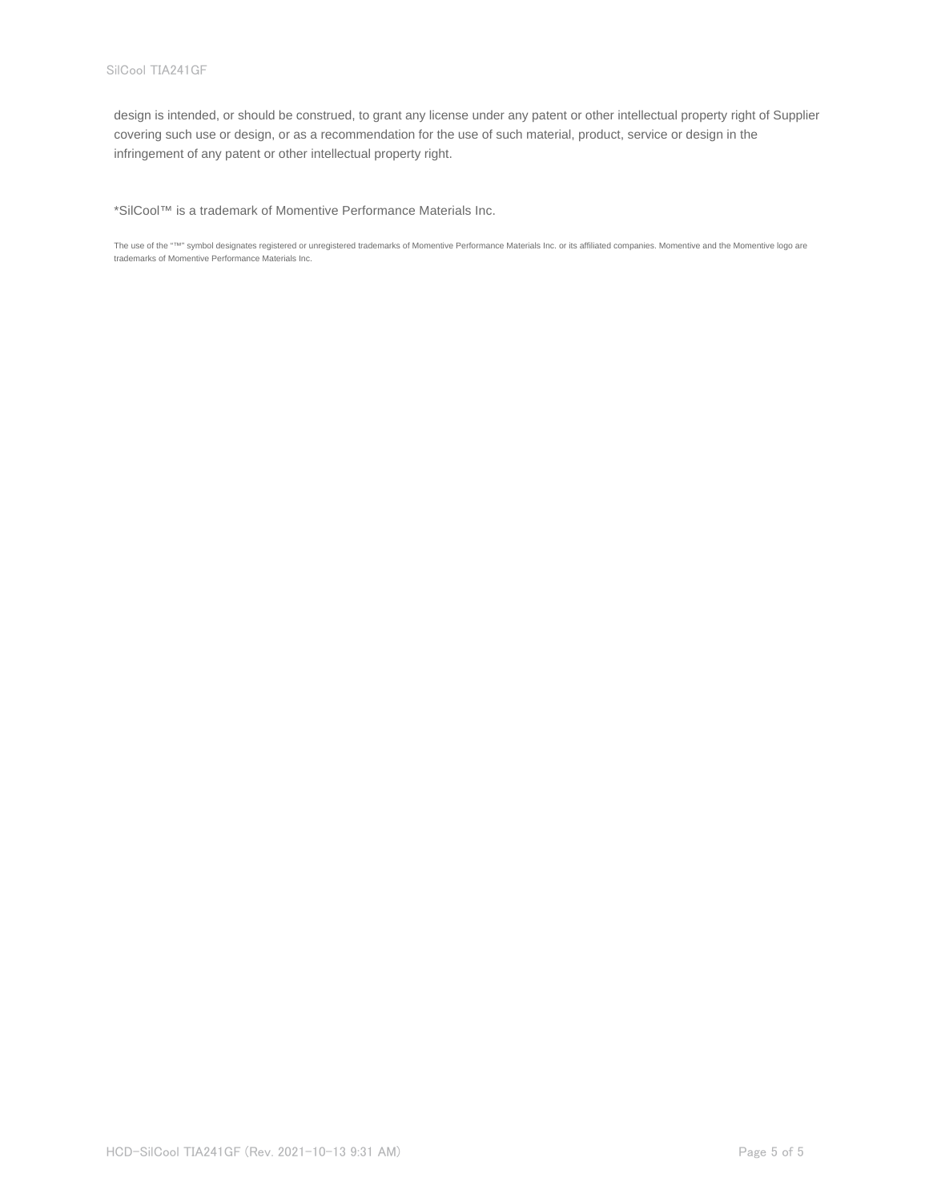design is intended, or should be construed, to grant any license under any patent or other intellectual property right of Supplier covering such use or design, or as a recommendation for the use of such material, product, service or design in the infringement of any patent or other intellectual property right.

*SilCool™ is a trademark of Momentive Performance Materials Inc.

The use of the "™" symbol designates registered or unregistered trademarks of Momentive Performance Materials Inc. or its affiliated companies. Momentive and the Momentive logo are trademarks of Momentive Performance Materials Inc.